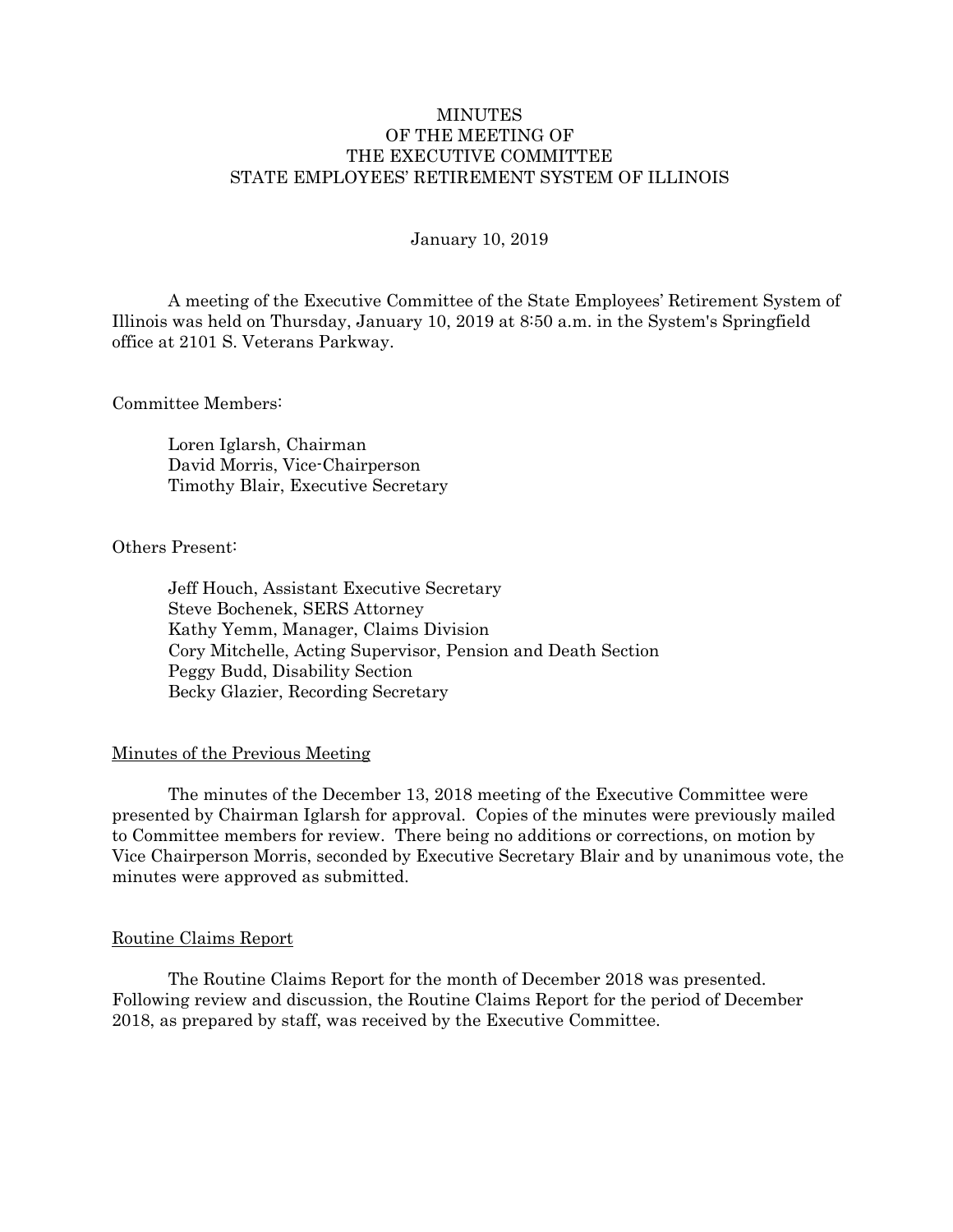# MINUTES
# OF THE MEETING OF
# THE EXECUTIVE COMMITTEE
# STATE EMPLOYEES' RETIREMENT SYSTEM OF ILLINOIS

January 10, 2019

A meeting of the Executive Committee of the State Employees' Retirement System of Illinois was held on Thursday, January 10, 2019 at 8:50 a.m. in the System's Springfield office at 2101 S. Veterans Parkway.

Committee Members:

Loren Iglarsh, Chairman
David Morris, Vice-Chairperson
Timothy Blair, Executive Secretary

Others Present:

Jeff Houch, Assistant Executive Secretary
Steve Bochenek, SERS Attorney
Kathy Yemm, Manager, Claims Division
Cory Mitchelle, Acting Supervisor, Pension and Death Section
Peggy Budd, Disability Section
Becky Glazier, Recording Secretary

## Minutes of the Previous Meeting

The minutes of the December 13, 2018 meeting of the Executive Committee were presented by Chairman Iglarsh for approval. Copies of the minutes were previously mailed to Committee members for review. There being no additions or corrections, on motion by Vice Chairperson Morris, seconded by Executive Secretary Blair and by unanimous vote, the minutes were approved as submitted.

## Routine Claims Report

The Routine Claims Report for the month of December 2018 was presented. Following review and discussion, the Routine Claims Report for the period of December 2018, as prepared by staff, was received by the Executive Committee.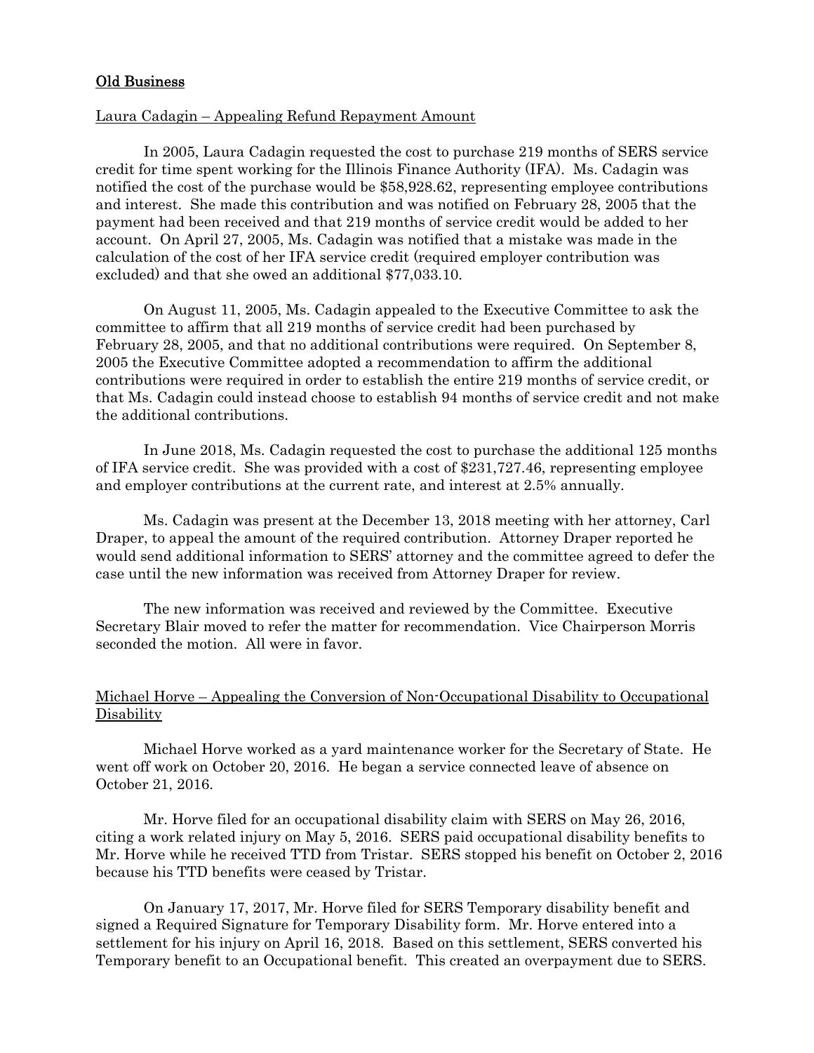## Old Business

### Laura Cadagin – Appealing Refund Repayment Amount

In 2005, Laura Cadagin requested the cost to purchase 219 months of SERS service credit for time spent working for the Illinois Finance Authority (IFA). Ms. Cadagin was notified the cost of the purchase would be $58,928.62, representing employee contributions and interest. She made this contribution and was notified on February 28, 2005 that the payment had been received and that 219 months of service credit would be added to her account. On April 27, 2005, Ms. Cadagin was notified that a mistake was made in the calculation of the cost of her IFA service credit (required employer contribution was excluded) and that she owed an additional $77,033.10.

On August 11, 2005, Ms. Cadagin appealed to the Executive Committee to ask the committee to affirm that all 219 months of service credit had been purchased by February 28, 2005, and that no additional contributions were required. On September 8, 2005 the Executive Committee adopted a recommendation to affirm the additional contributions were required in order to establish the entire 219 months of service credit, or that Ms. Cadagin could instead choose to establish 94 months of service credit and not make the additional contributions.

In June 2018, Ms. Cadagin requested the cost to purchase the additional 125 months of IFA service credit. She was provided with a cost of $231,727.46, representing employee and employer contributions at the current rate, and interest at 2.5% annually.

Ms. Cadagin was present at the December 13, 2018 meeting with her attorney, Carl Draper, to appeal the amount of the required contribution. Attorney Draper reported he would send additional information to SERS' attorney and the committee agreed to defer the case until the new information was received from Attorney Draper for review.

The new information was received and reviewed by the Committee. Executive Secretary Blair moved to refer the matter for recommendation. Vice Chairperson Morris seconded the motion. All were in favor.

### Michael Horve – Appealing the Conversion of Non-Occupational Disability to Occupational Disability

Michael Horve worked as a yard maintenance worker for the Secretary of State. He went off work on October 20, 2016. He began a service connected leave of absence on October 21, 2016.

Mr. Horve filed for an occupational disability claim with SERS on May 26, 2016, citing a work related injury on May 5, 2016. SERS paid occupational disability benefits to Mr. Horve while he received TTD from Tristar. SERS stopped his benefit on October 2, 2016 because his TTD benefits were ceased by Tristar.

On January 17, 2017, Mr. Horve filed for SERS Temporary disability benefit and signed a Required Signature for Temporary Disability form. Mr. Horve entered into a settlement for his injury on April 16, 2018. Based on this settlement, SERS converted his Temporary benefit to an Occupational benefit. This created an overpayment due to SERS.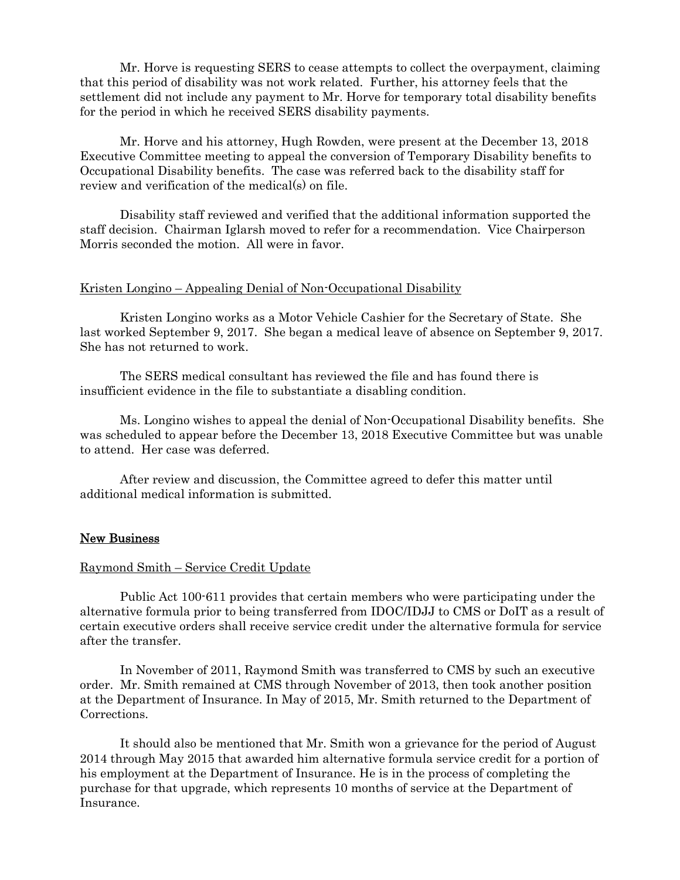Mr. Horve is requesting SERS to cease attempts to collect the overpayment, claiming that this period of disability was not work related. Further, his attorney feels that the settlement did not include any payment to Mr. Horve for temporary total disability benefits for the period in which he received SERS disability payments.

Mr. Horve and his attorney, Hugh Rowden, were present at the December 13, 2018 Executive Committee meeting to appeal the conversion of Temporary Disability benefits to Occupational Disability benefits. The case was referred back to the disability staff for review and verification of the medical(s) on file.

Disability staff reviewed and verified that the additional information supported the staff decision. Chairman Iglarsh moved to refer for a recommendation. Vice Chairperson Morris seconded the motion. All were in favor.

Kristen Longino – Appealing Denial of Non-Occupational Disability

Kristen Longino works as a Motor Vehicle Cashier for the Secretary of State. She last worked September 9, 2017. She began a medical leave of absence on September 9, 2017. She has not returned to work.

The SERS medical consultant has reviewed the file and has found there is insufficient evidence in the file to substantiate a disabling condition.

Ms. Longino wishes to appeal the denial of Non-Occupational Disability benefits. She was scheduled to appear before the December 13, 2018 Executive Committee but was unable to attend. Her case was deferred.

After review and discussion, the Committee agreed to defer this matter until additional medical information is submitted.

## New Business

Raymond Smith – Service Credit Update

Public Act 100-611 provides that certain members who were participating under the alternative formula prior to being transferred from IDOC/IDJJ to CMS or DoIT as a result of certain executive orders shall receive service credit under the alternative formula for service after the transfer.

In November of 2011, Raymond Smith was transferred to CMS by such an executive order. Mr. Smith remained at CMS through November of 2013, then took another position at the Department of Insurance. In May of 2015, Mr. Smith returned to the Department of Corrections.

It should also be mentioned that Mr. Smith won a grievance for the period of August 2014 through May 2015 that awarded him alternative formula service credit for a portion of his employment at the Department of Insurance. He is in the process of completing the purchase for that upgrade, which represents 10 months of service at the Department of Insurance.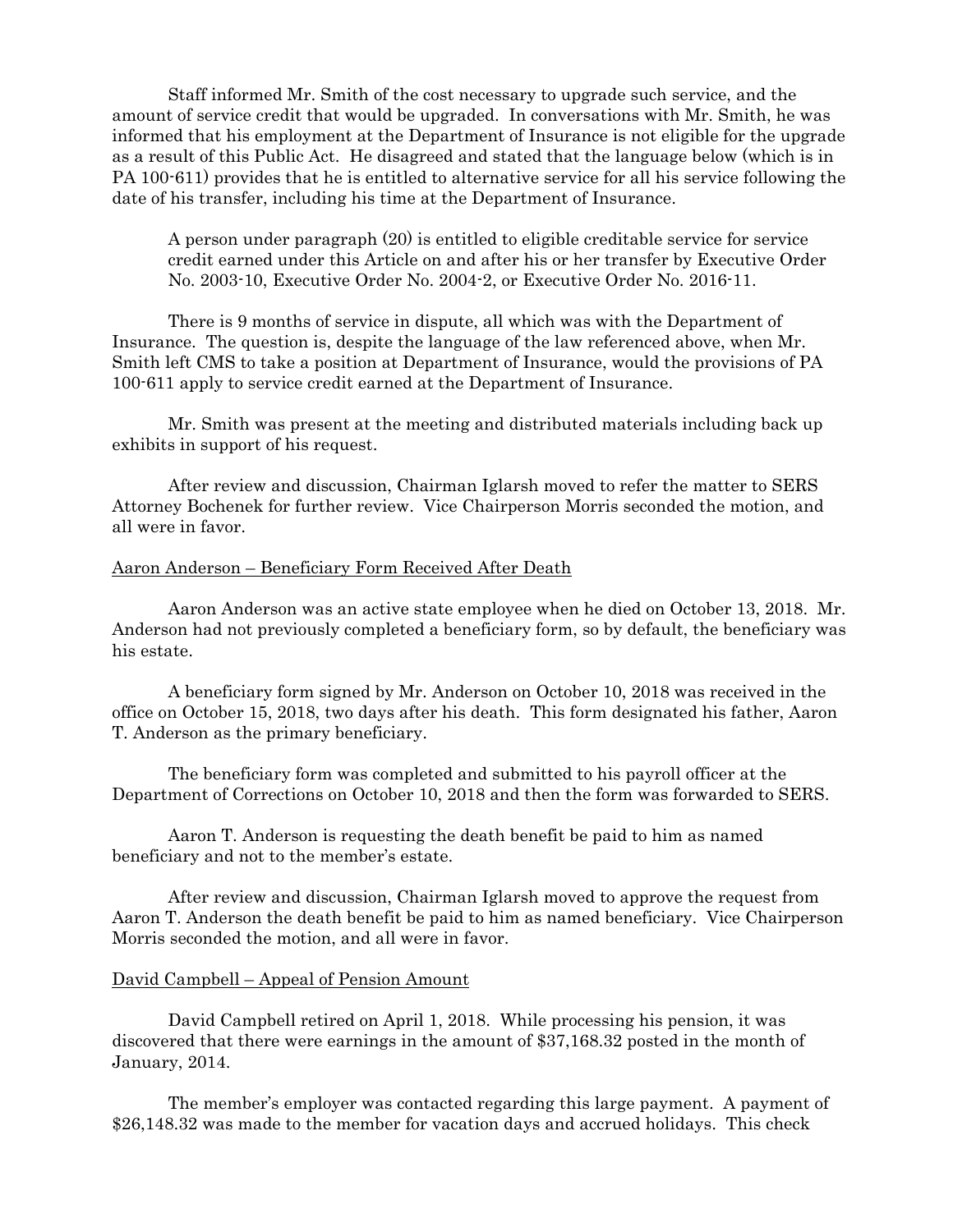Staff informed Mr. Smith of the cost necessary to upgrade such service, and the amount of service credit that would be upgraded. In conversations with Mr. Smith, he was informed that his employment at the Department of Insurance is not eligible for the upgrade as a result of this Public Act. He disagreed and stated that the language below (which is in PA 100-611) provides that he is entitled to alternative service for all his service following the date of his transfer, including his time at the Department of Insurance.

> A person under paragraph (20) is entitled to eligible creditable service for service credit earned under this Article on and after his or her transfer by Executive Order No. 2003-10, Executive Order No. 2004-2, or Executive Order No. 2016-11.

There is 9 months of service in dispute, all which was with the Department of Insurance. The question is, despite the language of the law referenced above, when Mr. Smith left CMS to take a position at Department of Insurance, would the provisions of PA 100-611 apply to service credit earned at the Department of Insurance.

Mr. Smith was present at the meeting and distributed materials including back up exhibits in support of his request.

After review and discussion, Chairman Iglarsh moved to refer the matter to SERS Attorney Bochenek for further review. Vice Chairperson Morris seconded the motion, and all were in favor.

<u>Aaron Anderson – Beneficiary Form Received After Death</u>

Aaron Anderson was an active state employee when he died on October 13, 2018. Mr. Anderson had not previously completed a beneficiary form, so by default, the beneficiary was his estate.

A beneficiary form signed by Mr. Anderson on October 10, 2018 was received in the office on October 15, 2018, two days after his death. This form designated his father, Aaron T. Anderson as the primary beneficiary.

The beneficiary form was completed and submitted to his payroll officer at the Department of Corrections on October 10, 2018 and then the form was forwarded to SERS.

Aaron T. Anderson is requesting the death benefit be paid to him as named beneficiary and not to the member's estate.

After review and discussion, Chairman Iglarsh moved to approve the request from Aaron T. Anderson the death benefit be paid to him as named beneficiary. Vice Chairperson Morris seconded the motion, and all were in favor.

<u>David Campbell – Appeal of Pension Amount</u>

David Campbell retired on April 1, 2018. While processing his pension, it was discovered that there were earnings in the amount of $37,168.32 posted in the month of January, 2014.

The member's employer was contacted regarding this large payment. A payment of $26,148.32 was made to the member for vacation days and accrued holidays. This check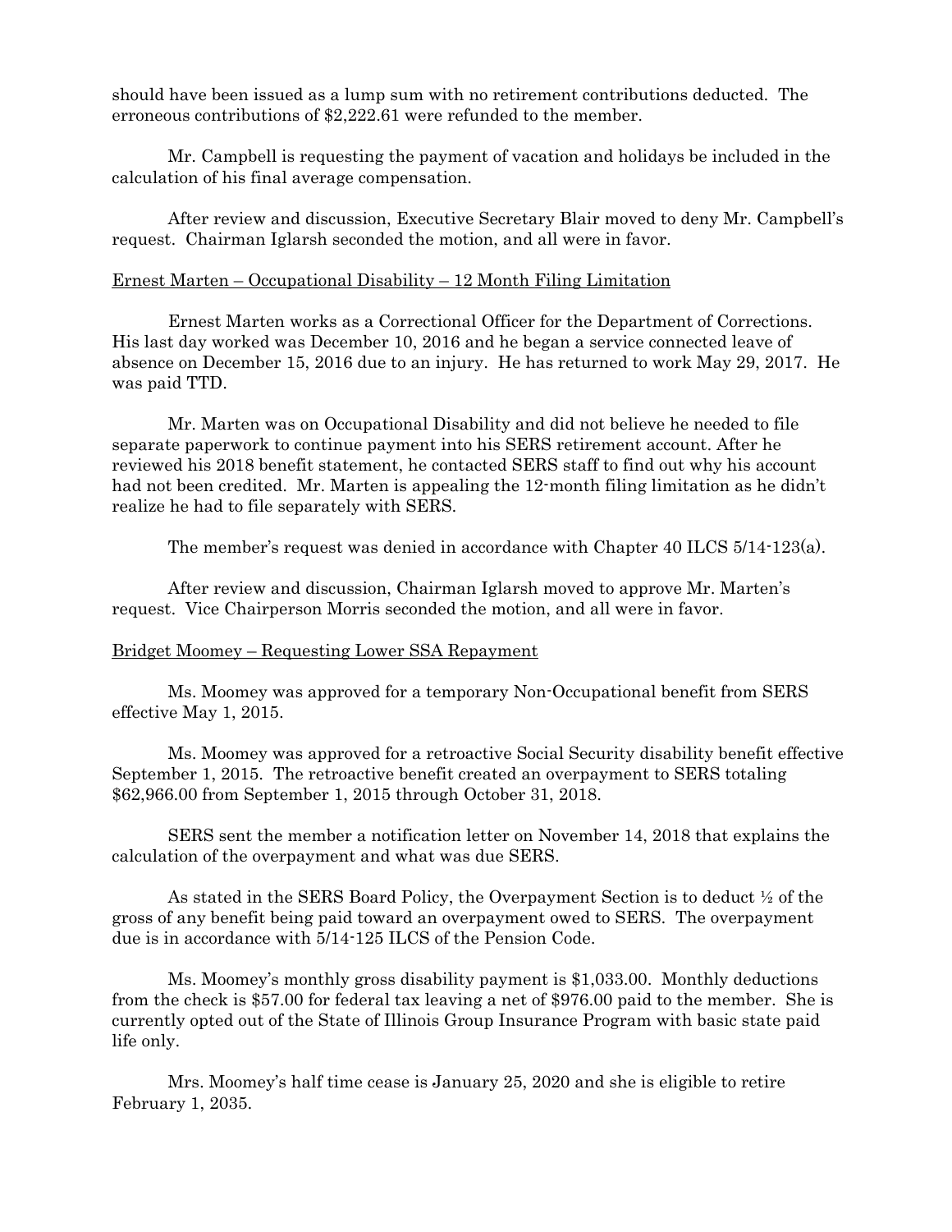should have been issued as a lump sum with no retirement contributions deducted. The erroneous contributions of $2,222.61 were refunded to the member.

Mr. Campbell is requesting the payment of vacation and holidays be included in the calculation of his final average compensation.

After review and discussion, Executive Secretary Blair moved to deny Mr. Campbell's request. Chairman Iglarsh seconded the motion, and all were in favor.

Ernest Marten – Occupational Disability – 12 Month Filing Limitation

Ernest Marten works as a Correctional Officer for the Department of Corrections. His last day worked was December 10, 2016 and he began a service connected leave of absence on December 15, 2016 due to an injury. He has returned to work May 29, 2017. He was paid TTD.

Mr. Marten was on Occupational Disability and did not believe he needed to file separate paperwork to continue payment into his SERS retirement account. After he reviewed his 2018 benefit statement, he contacted SERS staff to find out why his account had not been credited. Mr. Marten is appealing the 12-month filing limitation as he didn't realize he had to file separately with SERS.

The member's request was denied in accordance with Chapter 40 ILCS 5/14-123(a).

After review and discussion, Chairman Iglarsh moved to approve Mr. Marten's request. Vice Chairperson Morris seconded the motion, and all were in favor.

Bridget Moomey – Requesting Lower SSA Repayment

Ms. Moomey was approved for a temporary Non-Occupational benefit from SERS effective May 1, 2015.

Ms. Moomey was approved for a retroactive Social Security disability benefit effective September 1, 2015. The retroactive benefit created an overpayment to SERS totaling $62,966.00 from September 1, 2015 through October 31, 2018.

SERS sent the member a notification letter on November 14, 2018 that explains the calculation of the overpayment and what was due SERS.

As stated in the SERS Board Policy, the Overpayment Section is to deduct ½ of the gross of any benefit being paid toward an overpayment owed to SERS. The overpayment due is in accordance with 5/14-125 ILCS of the Pension Code.

Ms. Moomey's monthly gross disability payment is $1,033.00. Monthly deductions from the check is $57.00 for federal tax leaving a net of $976.00 paid to the member. She is currently opted out of the State of Illinois Group Insurance Program with basic state paid life only.

Mrs. Moomey's half time cease is January 25, 2020 and she is eligible to retire February 1, 2035.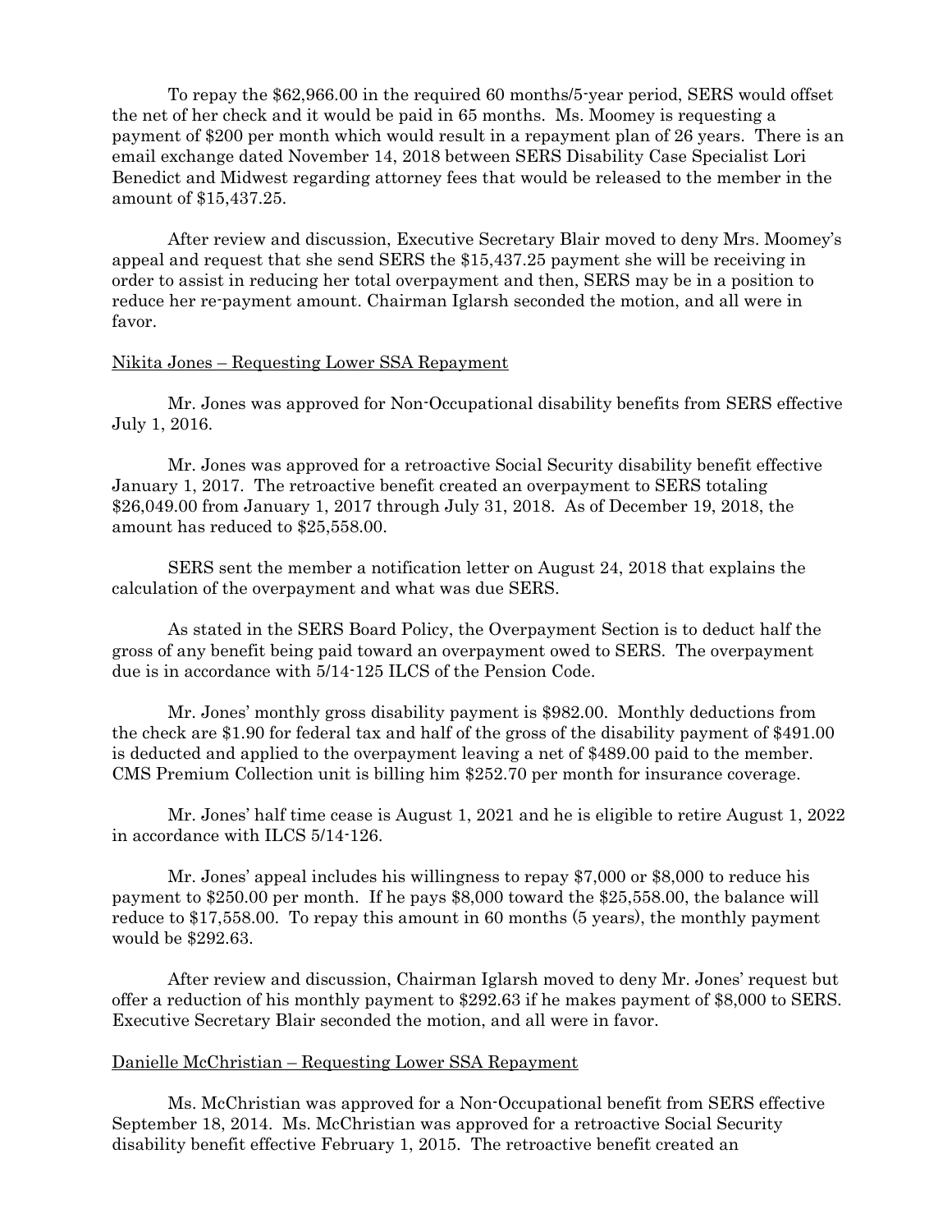To repay the $62,966.00 in the required 60 months/5-year period, SERS would offset the net of her check and it would be paid in 65 months. Ms. Moomey is requesting a payment of $200 per month which would result in a repayment plan of 26 years. There is an email exchange dated November 14, 2018 between SERS Disability Case Specialist Lori Benedict and Midwest regarding attorney fees that would be released to the member in the amount of $15,437.25.

After review and discussion, Executive Secretary Blair moved to deny Mrs. Moomey's appeal and request that she send SERS the $15,437.25 payment she will be receiving in order to assist in reducing her total overpayment and then, SERS may be in a position to reduce her re-payment amount. Chairman Iglarsh seconded the motion, and all were in favor.

<u>Nikita Jones – Requesting Lower SSA Repayment</u>

Mr. Jones was approved for Non-Occupational disability benefits from SERS effective July 1, 2016.

Mr. Jones was approved for a retroactive Social Security disability benefit effective January 1, 2017. The retroactive benefit created an overpayment to SERS totaling $26,049.00 from January 1, 2017 through July 31, 2018. As of December 19, 2018, the amount has reduced to $25,558.00.

SERS sent the member a notification letter on August 24, 2018 that explains the calculation of the overpayment and what was due SERS.

As stated in the SERS Board Policy, the Overpayment Section is to deduct half the gross of any benefit being paid toward an overpayment owed to SERS. The overpayment due is in accordance with 5/14-125 ILCS of the Pension Code.

Mr. Jones' monthly gross disability payment is $982.00. Monthly deductions from the check are $1.90 for federal tax and half of the gross of the disability payment of $491.00 is deducted and applied to the overpayment leaving a net of $489.00 paid to the member. CMS Premium Collection unit is billing him $252.70 per month for insurance coverage.

Mr. Jones' half time cease is August 1, 2021 and he is eligible to retire August 1, 2022 in accordance with ILCS 5/14-126.

Mr. Jones' appeal includes his willingness to repay $7,000 or $8,000 to reduce his payment to $250.00 per month. If he pays $8,000 toward the $25,558.00, the balance will reduce to $17,558.00. To repay this amount in 60 months (5 years), the monthly payment would be $292.63.

After review and discussion, Chairman Iglarsh moved to deny Mr. Jones' request but offer a reduction of his monthly payment to $292.63 if he makes payment of $8,000 to SERS. Executive Secretary Blair seconded the motion, and all were in favor.

<u>Danielle McChristian – Requesting Lower SSA Repayment</u>

Ms. McChristian was approved for a Non-Occupational benefit from SERS effective September 18, 2014. Ms. McChristian was approved for a retroactive Social Security disability benefit effective February 1, 2015. The retroactive benefit created an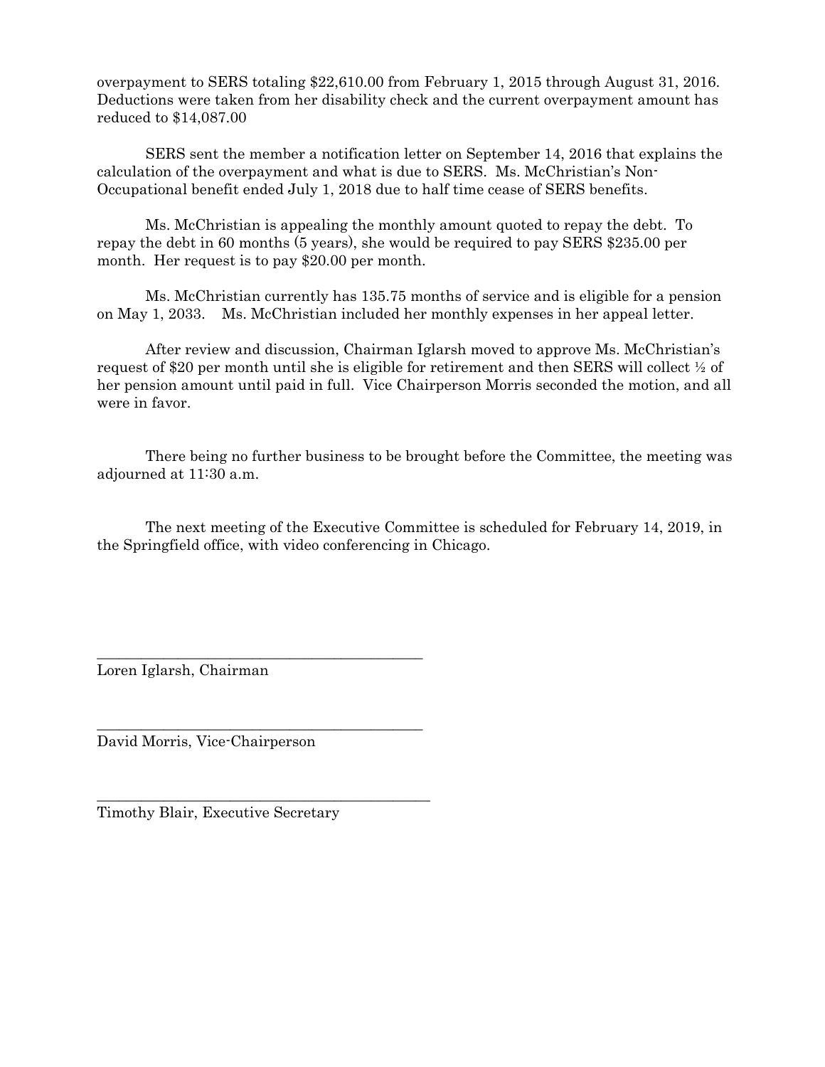overpayment to SERS totaling $22,610.00 from February 1, 2015 through August 31, 2016. Deductions were taken from her disability check and the current overpayment amount has reduced to $14,087.00

SERS sent the member a notification letter on September 14, 2016 that explains the calculation of the overpayment and what is due to SERS. Ms. McChristian's Non-Occupational benefit ended July 1, 2018 due to half time cease of SERS benefits.

Ms. McChristian is appealing the monthly amount quoted to repay the debt. To repay the debt in 60 months (5 years), she would be required to pay SERS $235.00 per month. Her request is to pay $20.00 per month.

Ms. McChristian currently has 135.75 months of service and is eligible for a pension on May 1, 2033. Ms. McChristian included her monthly expenses in her appeal letter.

After review and discussion, Chairman Iglarsh moved to approve Ms. McChristian's request of $20 per month until she is eligible for retirement and then SERS will collect ½ of her pension amount until paid in full. Vice Chairperson Morris seconded the motion, and all were in favor.

There being no further business to be brought before the Committee, the meeting was adjourned at 11:30 a.m.

The next meeting of the Executive Committee is scheduled for February 14, 2019, in the Springfield office, with video conferencing in Chicago.

\_\_\_\_\_\_\_\_\_\_\_\_\_\_\_\_\_\_\_\_\_\_\_\_\_\_\_\_\_\_\_\_\_\_\_\_\_\_\_\_\_\_\_\_

Loren Iglarsh, Chairman

\_\_\_\_\_\_\_\_\_\_\_\_\_\_\_\_\_\_\_\_\_\_\_\_\_\_\_\_\_\_\_\_\_\_\_\_\_\_\_\_\_\_\_\_

David Morris, Vice-Chairperson

\_\_\_\_\_\_\_\_\_\_\_\_\_\_\_\_\_\_\_\_\_\_\_\_\_\_\_\_\_\_\_\_\_\_\_\_\_\_\_\_\_\_\_\_

Timothy Blair, Executive Secretary